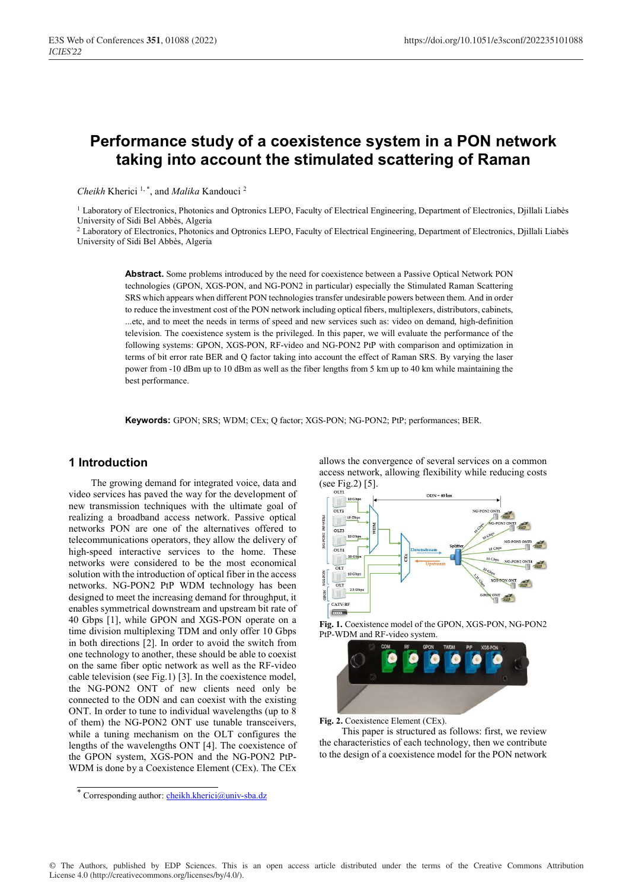# Performance study of a coexistence system in a PON network taking into account the stimulated scattering of Raman

*Cheikh* Kherici [1,*], and *Malika* Kandouci [2]

[1] Laboratory of Electronics, Photonics and Optronics LEPO, Faculty of Electrical Engineering, Department of Electronics, Djillali Liabès University of Sidi Bel Abbès, Algeria

[2] Laboratory of Electronics, Photonics and Optronics LEPO, Faculty of Electrical Engineering, Department of Electronics, Djillali Liabès University of Sidi Bel Abbès, Algeria

**Abstract.** Some problems introduced by the need for coexistence between a Passive Optical Network PON technologies (GPON, XGS-PON, and NG-PON2 in particular) especially the Stimulated Raman Scattering SRS which appears when different PON technologies transfer undesirable powers between them. And in order to reduce the investment cost of the PON network including optical fibers, multiplexers, distributors, cabinets, ...etc, and to meet the needs in terms of speed and new services such as: video on demand, high-definition television. The coexistence system is the privileged. In this paper, we will evaluate the performance of the following systems: GPON, XGS-PON, RF-video and NG-PON2 PtP with comparison and optimization in terms of bit error rate BER and Q factor taking into account the effect of Raman SRS. By varying the laser power from -10 dBm up to 10 dBm as well as the fiber lengths from 5 km up to 40 km while maintaining the best performance.

**Keywords:** GPON; SRS; WDM; CEx; Q factor; XGS-PON; NG-PON2; PtP; performances; BER.

## 1 Introduction

The growing demand for integrated voice, data and video services has paved the way for the development of new transmission techniques with the ultimate goal of realizing a broadband access network. Passive optical networks PON are one of the alternatives offered to telecommunications operators, they allow the delivery of high-speed interactive services to the home. These networks were considered to be the most economical solution with the introduction of optical fiber in the access networks. NG-PON2 PtP WDM technology has been designed to meet the increasing demand for throughput, it enables symmetrical downstream and upstream bit rate of 40 Gbps [1], while GPON and XGS-PON operate on a time division multiplexing TDM and only offer 10 Gbps in both directions [2]. In order to avoid the switch from one technology to another, these should be able to coexist on the same fiber optic network as well as the RF-video cable television (see Fig.1) [3]. In the coexistence model, the NG-PON2 ONT of new clients need only be connected to the ODN and can coexist with the existing ONT. In order to tune to individual wavelengths (up to 8 of them) the NG-PON2 ONT use tunable transceivers, while a tuning mechanism on the OLT configures the lengths of the wavelengths ONT [4]. The coexistence of the GPON system, XGS-PON and the NG-PON2 PtP-WDM is done by a Coexistence Element (CEx). The CEx allows the convergence of several services on a common access network, allowing flexibility while reducing costs (see Fig.2) [5].

**Fig. 1.** Coexistence model of the GPON, XGS-PON, NG-PON2 PtP-WDM and RF-video system.

**Fig. 2.** Coexistence Element (CEx).

This paper is structured as follows: first, we review the characteristics of each technology, then we contribute to the design of a coexistence model for the PON network

* Corresponding author: cheikh.kherici@univ-sba.dz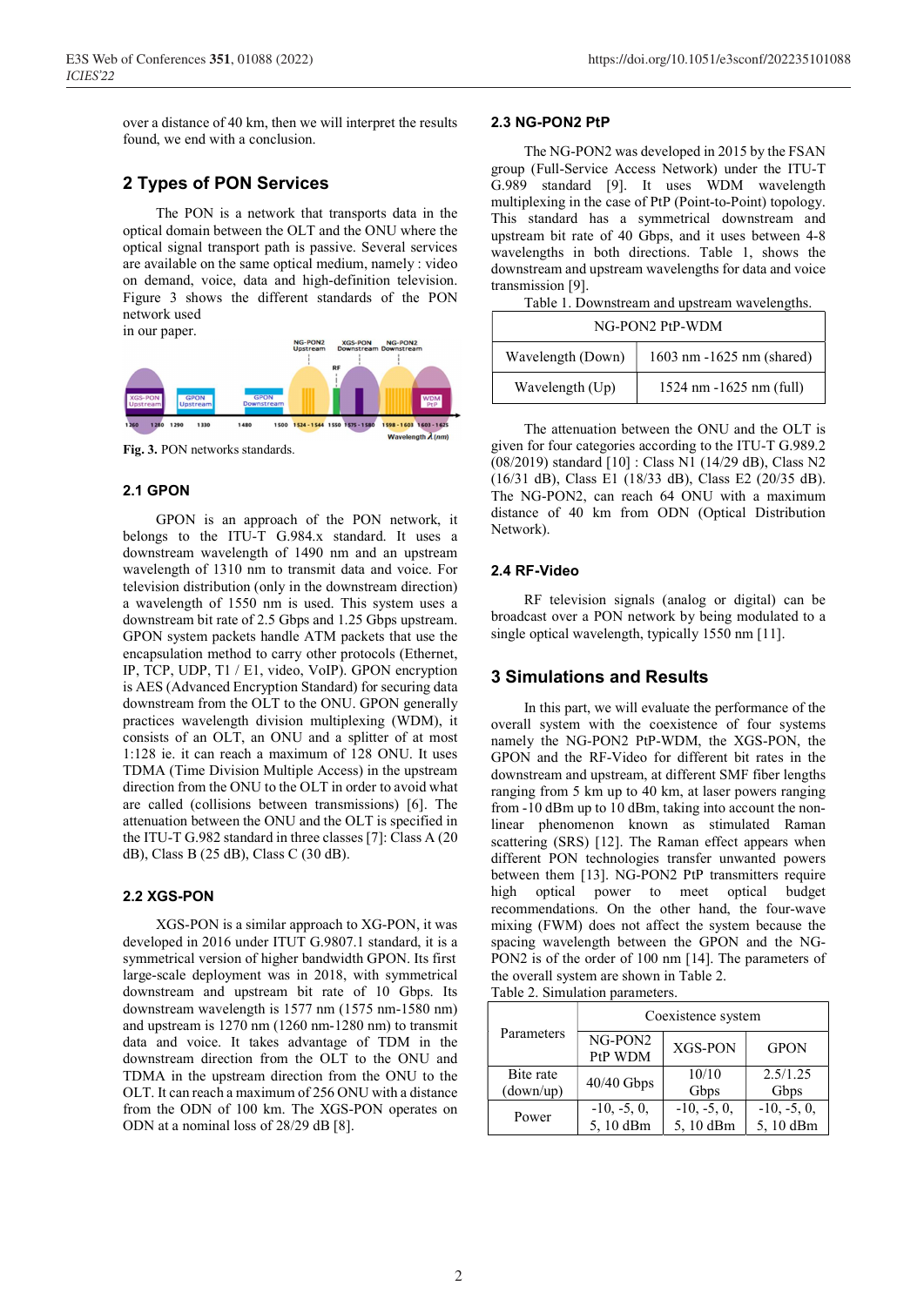over a distance of 40 km, then we will interpret the results found, we end with a conclusion.

## 2 Types of PON Services

The PON is a network that transports data in the optical domain between the OLT and the ONU where the optical signal transport path is passive. Several services are available on the same optical medium, namely : video on demand, voice, data and high-definition television. Figure 3 shows the different standards of the PON network used in our paper.

Fig. 3. PON networks standards.

### 2.1 GPON

GPON is an approach of the PON network, it belongs to the ITU-T G.984.x standard. It uses a downstream wavelength of 1490 nm and an upstream wavelength of 1310 nm to transmit data and voice. For television distribution (only in the downstream direction) a wavelength of 1550 nm is used. This system uses a downstream bit rate of 2.5 Gbps and 1.25 Gbps upstream. GPON system packets handle ATM packets that use the encapsulation method to carry other protocols (Ethernet, IP, TCP, UDP, T1 / E1, video, VoIP). GPON encryption is AES (Advanced Encryption Standard) for securing data downstream from the OLT to the ONU. GPON generally practices wavelength division multiplexing (WDM), it consists of an OLT, an ONU and a splitter of at most 1:128 ie. it can reach a maximum of 128 ONU. It uses TDMA (Time Division Multiple Access) in the upstream direction from the ONU to the OLT in order to avoid what are called (collisions between transmissions) [6]. The attenuation between the ONU and the OLT is specified in the ITU-T G.982 standard in three classes [7]: Class A (20 dB), Class B (25 dB), Class C (30 dB).

### 2.2 XGS-PON

XGS-PON is a similar approach to XG-PON, it was developed in 2016 under ITUT G.9807.1 standard, it is a symmetrical version of higher bandwidth GPON. Its first large-scale deployment was in 2018, with symmetrical downstream and upstream bit rate of 10 Gbps. Its downstream wavelength is 1577 nm (1575 nm-1580 nm) and upstream is 1270 nm (1260 nm-1280 nm) to transmit data and voice. It takes advantage of TDM in the downstream direction from the OLT to the ONU and TDMA in the upstream direction from the ONU to the OLT. It can reach a maximum of 256 ONU with a distance from the ODN of 100 km. The XGS-PON operates on ODN at a nominal loss of 28/29 dB [8].

### 2.3 NG-PON2 PtP

The NG-PON2 was developed in 2015 by the FSAN group (Full-Service Access Network) under the ITU-T G.989 standard [9]. It uses WDM wavelength multiplexing in the case of PtP (Point-to-Point) topology. This standard has a symmetrical downstream and upstream bit rate of 40 Gbps, and it uses between 4-8 wavelengths in both directions. Table 1, shows the downstream and upstream wavelengths for data and voice transmission [9].

Table 1. Downstream and upstream wavelengths.

| NG-PON2 PtP-WDM | |
|---|---|
| Wavelength (Down) | 1603 nm -1625 nm (shared) |
| Wavelength (Up) | 1524 nm -1625 nm (full) |

The attenuation between the ONU and the OLT is given for four categories according to the ITU-T G.989.2 (08/2019) standard [10] : Class N1 (14/29 dB), Class N2 (16/31 dB), Class E1 (18/33 dB), Class E2 (20/35 dB). The NG-PON2, can reach 64 ONU with a maximum distance of 40 km from ODN (Optical Distribution Network).

### 2.4 RF-Video

RF television signals (analog or digital) can be broadcast over a PON network by being modulated to a single optical wavelength, typically 1550 nm [11].

## 3 Simulations and Results

In this part, we will evaluate the performance of the overall system with the coexistence of four systems namely the NG-PON2 PtP-WDM, the XGS-PON, the GPON and the RF-Video for different bit rates in the downstream and upstream, at different SMF fiber lengths ranging from 5 km up to 40 km, at laser powers ranging from -10 dBm up to 10 dBm, taking into account the non-linear phenomenon known as stimulated Raman scattering (SRS) [12]. The Raman effect appears when different PON technologies transfer unwanted powers between them [13]. NG-PON2 PtP transmitters require high optical power to meet optical budget recommendations. On the other hand, the four-wave mixing (FWM) does not affect the system because the spacing wavelength between the GPON and the NG-PON2 is of the order of 100 nm [14]. The parameters of the overall system are shown in Table 2.

Table 2. Simulation parameters.

| Parameters | Coexistence system | | |
|---|---|---|---|
| | NG-PON2 PtP WDM | XGS-PON | GPON |
| Bite rate (down/up) | 40/40 Gbps | 10/10 Gbps | 2.5/1.25 Gbps |
| Power | -10, -5, 0, 5, 10 dBm | -10, -5, 0, 5, 10 dBm | -10, -5, 0, 5, 10 dBm |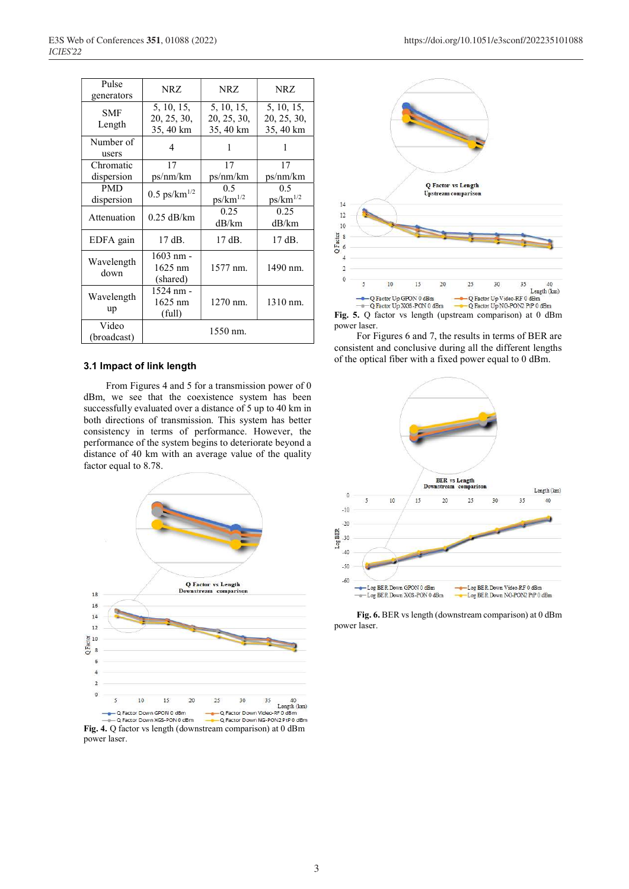| Pulse generators | NRZ | NRZ | NRZ |
|---|---|---|---|
| SMF Length | 5, 10, 15, 20, 25, 30, 35, 40 km | 5, 10, 15, 20, 25, 30, 35, 40 km | 5, 10, 15, 20, 25, 30, 35, 40 km |
| Number of users | 4 | 1 | 1 |
| Chromatic dispersion | 17 ps/nm/km | 17 ps/nm/km | 17 ps/nm/km |
| PMD dispersion | 0.5 ps/km$^{1/2}$ | 0.5 ps/km$^{1/2}$ | 0.5 ps/km$^{1/2}$ |
| Attenuation | 0.25 dB/km | 0.25 dB/km | 0.25 dB/km |
| EDFA gain | 17 dB. | 17 dB. | 17 dB. |
| Wavelength down | 1603 nm - 1625 nm (shared) | 1577 nm. | 1490 nm. |
| Wavelength up | 1524 nm - 1625 nm (full) | 1270 nm. | 1310 nm. |
| Video (broadcast) | 1550 nm. | | |

### 3.1 Impact of link length

From Figures 4 and 5 for a transmission power of 0 dBm, we see that the coexistence system has been successfully evaluated over a distance of 5 up to 40 km in both directions of transmission. This system has better consistency in terms of performance. However, the performance of the system begins to deteriorate beyond a distance of 40 km with an average value of the quality factor equal to 8.78.

**Fig. 4.** Q factor vs length (downstream comparison) at 0 dBm power laser.

**Fig. 5.** Q factor vs length (upstream comparison) at 0 dBm power laser.

For Figures 6 and 7, the results in terms of BER are consistent and conclusive during all the different lengths of the optical fiber with a fixed power equal to 0 dBm.

**Fig. 6.** BER vs length (downstream comparison) at 0 dBm power laser.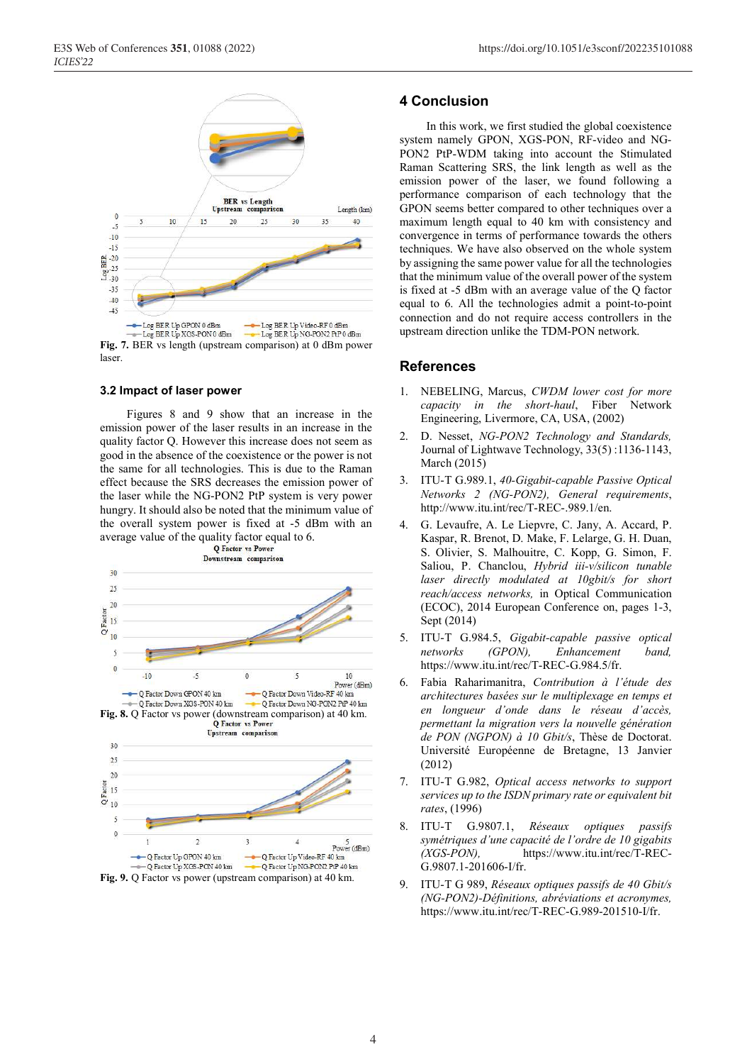Fig. 7. BER vs length (upstream comparison) at 0 dBm power laser.

### 3.2 Impact of laser power

Figures 8 and 9 show that an increase in the emission power of the laser results in an increase in the quality factor Q. However this increase does not seem as good in the absence of the coexistence or the power is not the same for all technologies. This is due to the Raman effect because the SRS decreases the emission power of the laser while the NG-PON2 PtP system is very power hungry. It should also be noted that the minimum value of the overall system power is fixed at -5 dBm with an average value of the quality factor equal to 6.

Fig. 8. Q Factor vs power (downstream comparison) at 40 km.

Fig. 9. Q Factor vs power (upstream comparison) at 40 km.

## 4 Conclusion

In this work, we first studied the global coexistence system namely GPON, XGS-PON, RF-video and NG-PON2 PtP-WDM taking into account the Stimulated Raman Scattering SRS, the link length as well as the emission power of the laser, we found following a performance comparison of each technology that the GPON seems better compared to other techniques over a maximum length equal to 40 km with consistency and convergence in terms of performance towards the others techniques. We have also observed on the whole system by assigning the same power value for all the technologies that the minimum value of the overall power of the system is fixed at -5 dBm with an average value of the Q factor equal to 6. All the technologies admit a point-to-point connection and do not require access controllers in the upstream direction unlike the TDM-PON network.

## References

1. NEBELING, Marcus, *CWDM lower cost for more capacity in the short-haul*, Fiber Network Engineering, Livermore, CA, USA, (2002)
2. D. Nesset, *NG-PON2 Technology and Standards,* Journal of Lightwave Technology, 33(5) :1136-1143, March (2015)
3. ITU-T G.989.1, *40-Gigabit-capable Passive Optical Networks 2 (NG-PON2), General requirements*, http://www.itu.int/rec/T-REC-.989.1/en.
4. G. Levaufre, A. Le Liepvre, C. Jany, A. Accard, P. Kaspar, R. Brenot, D. Make, F. Lelarge, G. H. Duan, S. Olivier, S. Malhouitre, C. Kopp, G. Simon, F. Saliou, P. Chanclou, *Hybrid iii-v/silicon tunable laser directly modulated at 10gbit/s for short reach/access networks,* in Optical Communication (ECOC), 2014 European Conference on, pages 1-3, Sept (2014)
5. ITU-T G.984.5, *Gigabit-capable passive optical networks (GPON), Enhancement band,* https://www.itu.int/rec/T-REC-G.984.5/fr.
6. Fabia Raharimanitra, *Contribution à l'étude des architectures basées sur le multiplexage en temps et en longueur d'onde dans le réseau d'accès, permettant la migration vers la nouvelle génération de PON (NGPON) à 10 Gbit/s*, Thèse de Doctorat. Université Européenne de Bretagne, 13 Janvier (2012)
7. ITU-T G.982, *Optical access networks to support services up to the ISDN primary rate or equivalent bit rates*, (1996)
8. ITU-T G.9807.1, *Réseaux optiques passifs symétriques d'une capacité de l'ordre de 10 gigabits (XGS-PON),* https://www.itu.int/rec/T-REC-G.9807.1-201606-I/fr.
9. ITU-T G 989, *Réseaux optiques passifs de 40 Gbit/s (NG-PON2)-Définitions, abréviations et acronymes,* https://www.itu.int/rec/T-REC-G.989-201510-I/fr.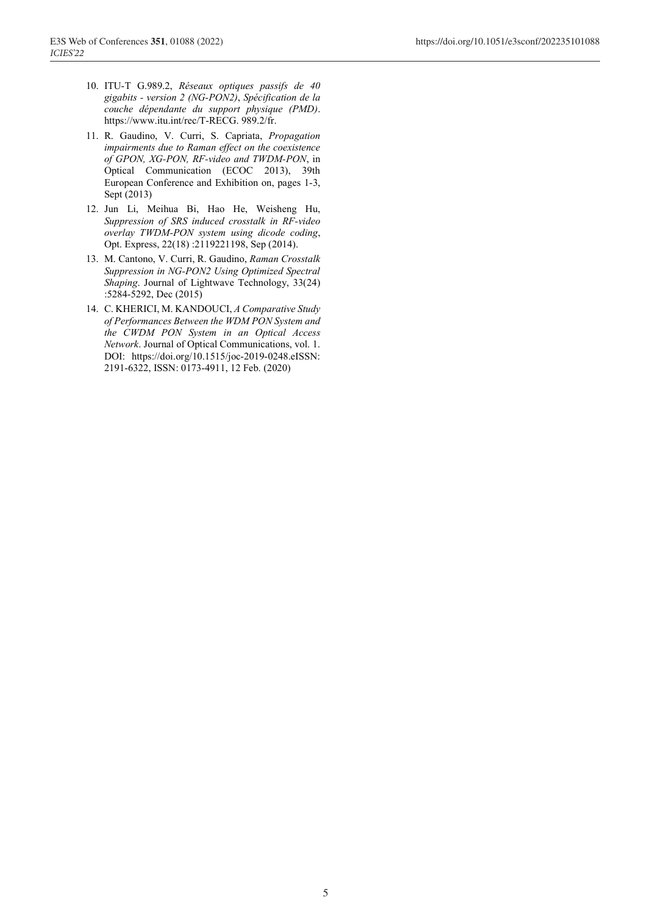10. ITU-T G.989.2, *Réseaux optiques passifs de 40 gigabits - version 2 (NG-PON2)*, *Spécification de la couche dépendante du support physique (PMD)*. https://www.itu.int/rec/T-RECG. 989.2/fr.
11. R. Gaudino, V. Curri, S. Capriata, *Propagation impairments due to Raman effect on the coexistence of GPON, XG-PON, RF-video and TWDM-PON*, in Optical Communication (ECOC 2013), 39th European Conference and Exhibition on, pages 1-3, Sept (2013)
12. Jun Li, Meihua Bi, Hao He, Weisheng Hu, *Suppression of SRS induced crosstalk in RF-video overlay TWDM-PON system using dicode coding*, Opt. Express, 22(18) :2119221198, Sep (2014).
13. M. Cantono, V. Curri, R. Gaudino, *Raman Crosstalk Suppression in NG-PON2 Using Optimized Spectral Shaping*. Journal of Lightwave Technology, 33(24) :5284-5292, Dec (2015)
14. C. KHERICI, M. KANDOUCI, *A Comparative Study of Performances Between the WDM PON System and the CWDM PON System in an Optical Access Network*. Journal of Optical Communications, vol. 1. DOI: https://doi.org/10.1515/joc-2019-0248.eISSN: 2191-6322, ISSN: 0173-4911, 12 Feb. (2020)